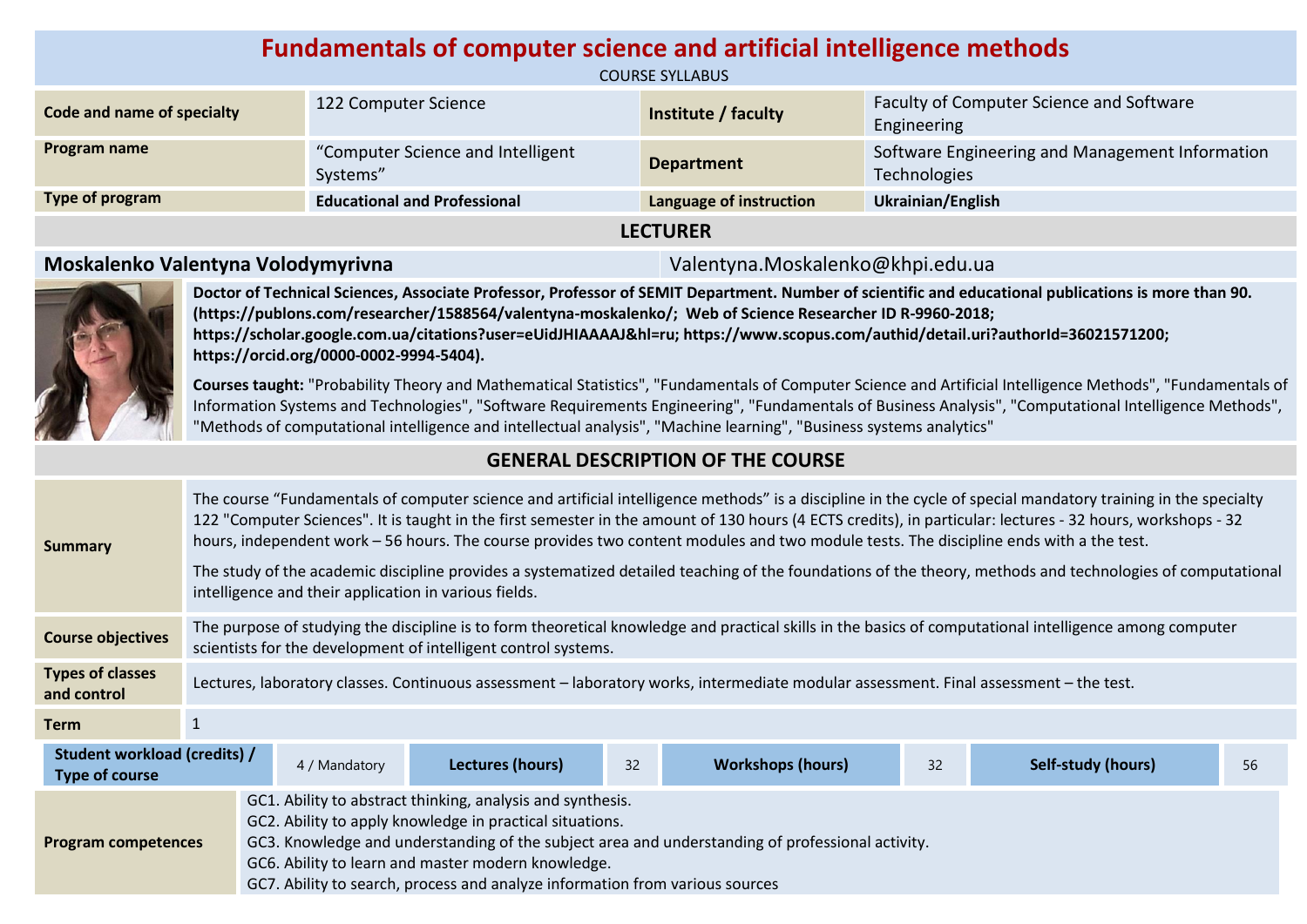# Fundamentals of computer science and artificial intelligence methods

COURSE SYLLABUS

| Code and name of specialty | 122 Computer Science | Institute / faculty | Faculty of Computer Science and Software Engineering |
|---|---|---|---|
| Program name | "Computer Science and Intelligent Systems" | Department | Software Engineering and Management Information Technologies |
| Type of program | **Educational and Professional** | Language of instruction | **Ukrainian/English** |

## LECTURER

**Moskalenko Valentyna Volodymyrivna** Valentyna.Moskalenko@khpi.edu.ua

**Doctor of Technical Sciences, Associate Professor, Professor of SEMIT Department. Number of scientific and educational publications is more than 90. (https://publons.com/researcher/1588564/valentyna-moskalenko/; Web of Science Researcher ID R-9960-2018; https://scholar.google.com.ua/citations?user=eUidJHIAAAAJ&hl=ru; https://www.scopus.com/authid/detail.uri?authorId=36021571200; https://orcid.org/0000-0002-9994-5404).**

**Courses taught:** "Probability Theory and Mathematical Statistics", "Fundamentals of Computer Science and Artificial Intelligence Methods", "Fundamentals of Information Systems and Technologies", "Software Requirements Engineering", "Fundamentals of Business Analysis", "Computational Intelligence Methods", "Methods of computational intelligence and intellectual analysis", "Machine learning", "Business systems analytics"

## GENERAL DESCRIPTION OF THE COURSE

| | |
|---|---|
| **Summary** | The course "Fundamentals of computer science and artificial intelligence methods" is a discipline in the cycle of special mandatory training in the specialty 122 "Computer Sciences". It is taught in the first semester in the amount of 130 hours (4 ECTS credits), in particular: lectures - 32 hours, workshops - 32 hours, independent work – 56 hours. The course provides two content modules and two module tests. The discipline ends with a the test. The study of the academic discipline provides a systematized detailed teaching of the foundations of the theory, methods and technologies of computational intelligence and their application in various fields. |
| **Course objectives** | The purpose of studying the discipline is to form theoretical knowledge and practical skills in the basics of computational intelligence among computer scientists for the development of intelligent control systems. |
| **Types of classes and control** | Lectures, laboratory classes. Continuous assessment – laboratory works, intermediate modular assessment. Final assessment – the test. |
| **Term** | 1 |

| Student workload (credits) / Type of course | 4 / Mandatory | Lectures (hours) | 32 | Workshops (hours) | 32 | Self-study (hours) | 56 |
|---|---|---|---|---|---|---|---|

| | |
|---|---|
| **Program competences** | GC1. Ability to abstract thinking, analysis and synthesis.<br>GC2. Ability to apply knowledge in practical situations.<br>GC3. Knowledge and understanding of the subject area and understanding of professional activity.<br>GC6. Ability to learn and master modern knowledge.<br>GC7. Ability to search, process and analyze information from various sources |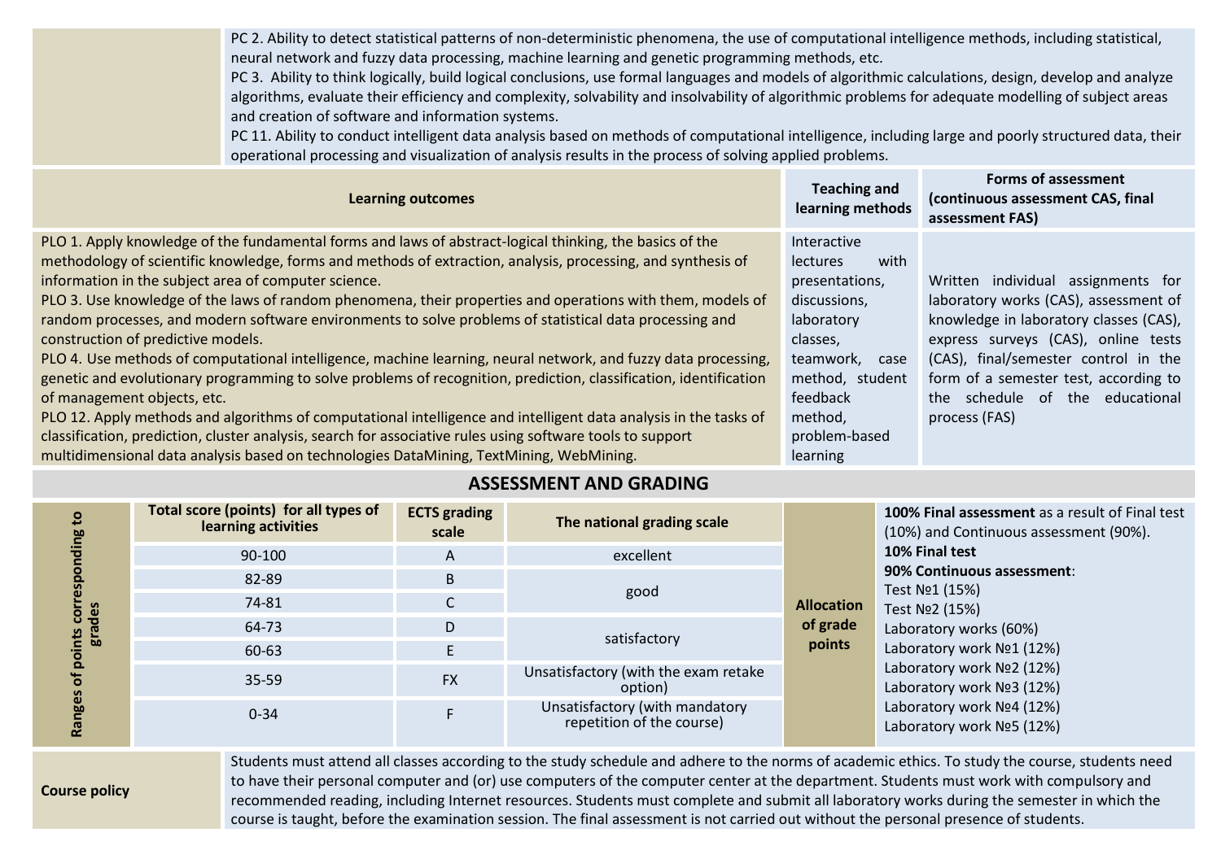| | |
|---|---|
| | PC 2. Ability to detect statistical patterns of non-deterministic phenomena, the use of computational intelligence methods, including statistical, neural network and fuzzy data processing, machine learning and genetic programming methods, etc.<br>PC 3. Ability to think logically, build logical conclusions, use formal languages and models of algorithmic calculations, design, develop and analyze algorithms, evaluate their efficiency and complexity, solvability and insolvability of algorithmic problems for adequate modelling of subject areas and creation of software and information systems.<br>PC 11. Ability to conduct intelligent data analysis based on methods of computational intelligence, including large and poorly structured data, their operational processing and visualization of analysis results in the process of solving applied problems. |

| **Learning outcomes** | **Teaching and learning methods** | **Forms of assessment (continuous assessment CAS, final assessment FAS)** |
|---|---|---|
| PLO 1. Apply knowledge of the fundamental forms and laws of abstract-logical thinking, the basics of the methodology of scientific knowledge, forms and methods of extraction, analysis, processing, and synthesis of information in the subject area of computer science.<br>PLO 3. Use knowledge of the laws of random phenomena, their properties and operations with them, models of random processes, and modern software environments to solve problems of statistical data processing and construction of predictive models.<br>PLO 4. Use methods of computational intelligence, machine learning, neural network, and fuzzy data processing, genetic and evolutionary programming to solve problems of recognition, prediction, classification, identification of management objects, etc.<br>PLO 12. Apply methods and algorithms of computational intelligence and intelligent data analysis in the tasks of classification, prediction, cluster analysis, search for associative rules using software tools to support multidimensional data analysis based on technologies DataMining, TextMining, WebMining. | Interactive lectures with presentations, discussions, laboratory classes, teamwork, case method, student feedback method, problem-based learning | Written individual assignments for laboratory works (CAS), assessment of knowledge in laboratory classes (CAS), express surveys (CAS), online tests (CAS), final/semester control in the form of a semester test, according to the schedule of the educational process (FAS) |

## ASSESSMENT AND GRADING

| Ranges of points corresponding to grades | Total score (points) for all types of learning activities | ECTS grading scale | The national grading scale | Allocation of grade points | |
|---|---|---|---|---|---|
| | 90-100 | A | excellent | | **100% Final assessment** as a result of Final test (10%) and Continuous assessment (90%).<br>**10% Final test**<br>**90% Continuous assessment**:<br>Test №1 (15%)<br>Test №2 (15%)<br>Laboratory works (60%)<br>Laboratory work №1 (12%)<br>Laboratory work №2 (12%)<br>Laboratory work №3 (12%)<br>Laboratory work №4 (12%)<br>Laboratory work №5 (12%) |
| | 82-89 | B | good | | |
| | 74-81 | C | | | |
| | 64-73 | D | satisfactory | | |
| | 60-63 | E | | | |
| | 35-59 | FX | Unsatisfactory (with the exam retake option) | | |
| | 0-34 | F | Unsatisfactory (with mandatory repetition of the course) | | |

| | |
|---|---|
| **Course policy** | Students must attend all classes according to the study schedule and adhere to the norms of academic ethics. To study the course, students need to have their personal computer and (or) use computers of the computer center at the department. Students must work with compulsory and recommended reading, including Internet resources. Students must complete and submit all laboratory works during the semester in which the course is taught, before the examination session. The final assessment is not carried out without the personal presence of students. |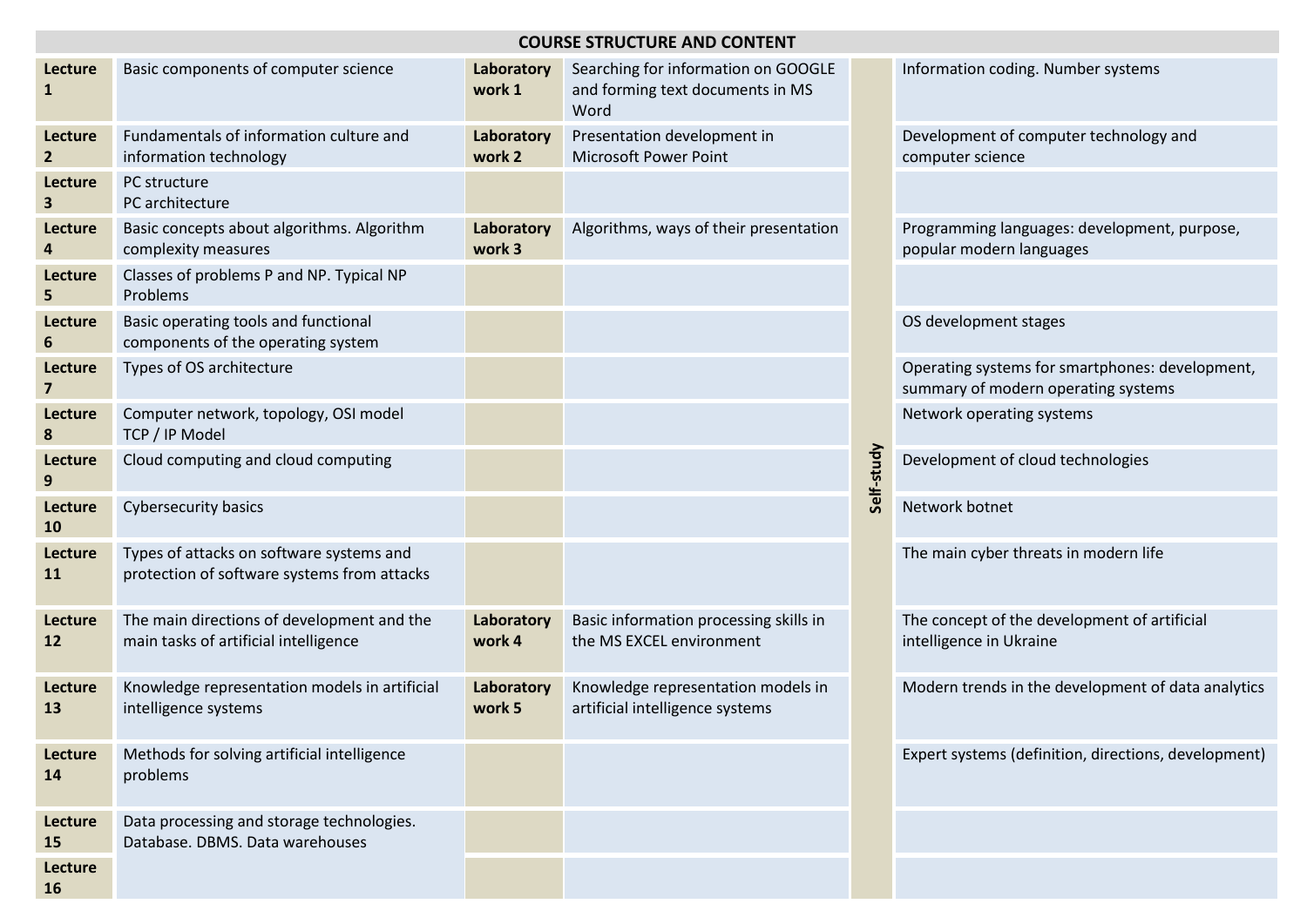## COURSE STRUCTURE AND CONTENT

| | | | | | |
|---|---|---|---|---|---|
| **Lecture 1** | Basic components of computer science | **Laboratory work 1** | Searching for information on GOOGLE and forming text documents in MS Word | **Self-study** | Information coding. Number systems |
| **Lecture 2** | Fundamentals of information culture and information technology | **Laboratory work 2** | Presentation development in Microsoft Power Point | | Development of computer technology and computer science |
| **Lecture 3** | PC structure<br>PC architecture | | | | |
| **Lecture 4** | Basic concepts about algorithms. Algorithm complexity measures | **Laboratory work 3** | Algorithms, ways of their presentation | | Programming languages: development, purpose, popular modern languages |
| **Lecture 5** | Classes of problems P and NP. Typical NP Problems | | | | |
| **Lecture 6** | Basic operating tools and functional components of the operating system | | | | OS development stages |
| **Lecture 7** | Types of OS architecture | | | | Operating systems for smartphones: development, summary of modern operating systems |
| **Lecture 8** | Computer network, topology, OSI model<br>TCP / IP Model | | | | Network operating systems |
| **Lecture 9** | Cloud computing and cloud computing | | | | Development of cloud technologies |
| **Lecture 10** | Cybersecurity basics | | | | Network botnet |
| **Lecture 11** | Types of attacks on software systems and protection of software systems from attacks | | | | The main cyber threats in modern life |
| **Lecture 12** | The main directions of development and the main tasks of artificial intelligence | **Laboratory work 4** | Basic information processing skills in the MS EXCEL environment | | The concept of the development of artificial intelligence in Ukraine |
| **Lecture 13** | Knowledge representation models in artificial intelligence systems | **Laboratory work 5** | Knowledge representation models in artificial intelligence systems | | Modern trends in the development of data analytics |
| **Lecture 14** | Methods for solving artificial intelligence problems | | | | Expert systems (definition, directions, development) |
| **Lecture 15** | Data processing and storage technologies. Database. DBMS. Data warehouses | | | | |
| **Lecture 16** | | | | | |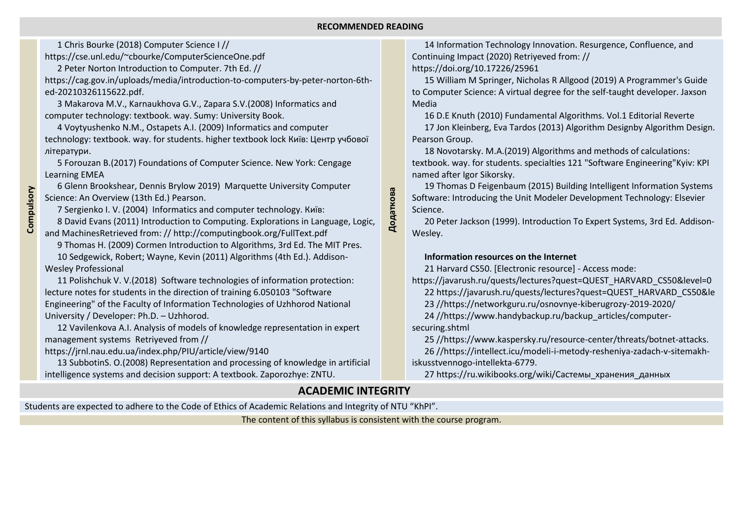## RECOMMENDED READING

**Compulsory**

1 Chris Bourke (2018) Computer Science I // https://cse.unl.edu/~cbourke/ComputerScienceOne.pdf

2 Peter Norton Introduction to Computer. 7th Ed. // https://cag.gov.in/uploads/media/introduction-to-computers-by-peter-norton-6th-ed-20210326115622.pdf.

3 Makarova M.V., Karnaukhova G.V., Zapara S.V.(2008) Informatics and computer technology: textbook. way. Sumy: University Book.

4 Voytyushenko N.M., Ostapets A.I. (2009) Informatics and computer technology: textbook. way. for students. higher textbook lock Київ: Центр учбової літератури.

5 Forouzan B.(2017) Foundations of Computer Science. New York: Cengage Learning EMEA

6 Glenn Brookshear, Dennis Brylow 2019) Marquette University Computer Science: An Overview (13th Ed.) Pearson.

7 Sergienko I. V. (2004) Informatics and computer technology. Київ:

8 David Evans (2011) Introduction to Computing. Explorations in Language, Logic, and MachinesRetrieved from: // http://computingbook.org/FullText.pdf

9 Thomas H. (2009) Cormen Introduction to Algorithms, 3rd Ed. The MIT Pres.

10 Sedgewick, Robert; Wayne, Kevin (2011) Algorithms (4th Ed.). Addison-Wesley Professional

11 Polishchuk V. V.(2018) Software technologies of information protection: lecture notes for students in the direction of training 6.050103 "Software Engineering" of the Faculty of Information Technologies of Uzhhorod National University / Developer: Ph.D. – Uzhhorod.

12 Vavilenkova A.I. Analysis of models of knowledge representation in expert management systems Retriyeved from // https://jrnl.nau.edu.ua/index.php/PIU/article/view/9140

13 SubbotinS. O.(2008) Representation and processing of knowledge in artificial intelligence systems and decision support: A textbook. Zaporozhye: ZNTU.

**Додаткова**

14 Information Technology Innovation. Resurgence, Confluence, and Continuing Impact (2020) Retriyeved from: // https://doi.org/10.17226/25961

15 William M Springer, Nicholas R Allgood (2019) A Programmer's Guide to Computer Science: A virtual degree for the self-taught developer. Jaxson Media

16 D.E Knuth (2010) Fundamental Algorithms. Vol.1 Editorial Reverte

17 Jon Kleinberg, Eva Tardos (2013) Algorithm Designby Algorithm Design. Pearson Group.

18 Novotarsky. M.A.(2019) Algorithms and methods of calculations: textbook. way. for students. specialties 121 "Software Engineering"Kyiv: KPI named after Igor Sikorsky.

19 Thomas D Feigenbaum (2015) Building Intelligent Information Systems Software: Introducing the Unit Modeler Development Technology: Elsevier Science.

20 Peter Jackson (1999). Introduction To Expert Systems, 3rd Ed. Addison-Wesley.

**Information resources on the Internet**

21 Harvard CS50. [Electronic resource] - Access mode: https://javarush.ru/quests/lectures?quest=QUEST_HARVARD_CS50&level=0

22 https://javarush.ru/quests/lectures?quest=QUEST_HARVARD_CS50&le

23 //https://networkguru.ru/osnovnye-kiberugrozy-2019-2020/

24 //https://www.handybackup.ru/backup_articles/computer-securing.shtml

25 //https://www.kaspersky.ru/resource-center/threats/botnet-attacks.

26 //https://intellect.icu/modeli-i-metody-resheniya-zadach-v-sitemakh-iskusstvennogo-intellekta-6779.

27 https://ru.wikibooks.org/wiki/Састемы_хранения_данных

## ACADEMIC INTEGRITY

Students are expected to adhere to the Code of Ethics of Academic Relations and Integrity of NTU "KhPI".

The content of this syllabus is consistent with the course program.